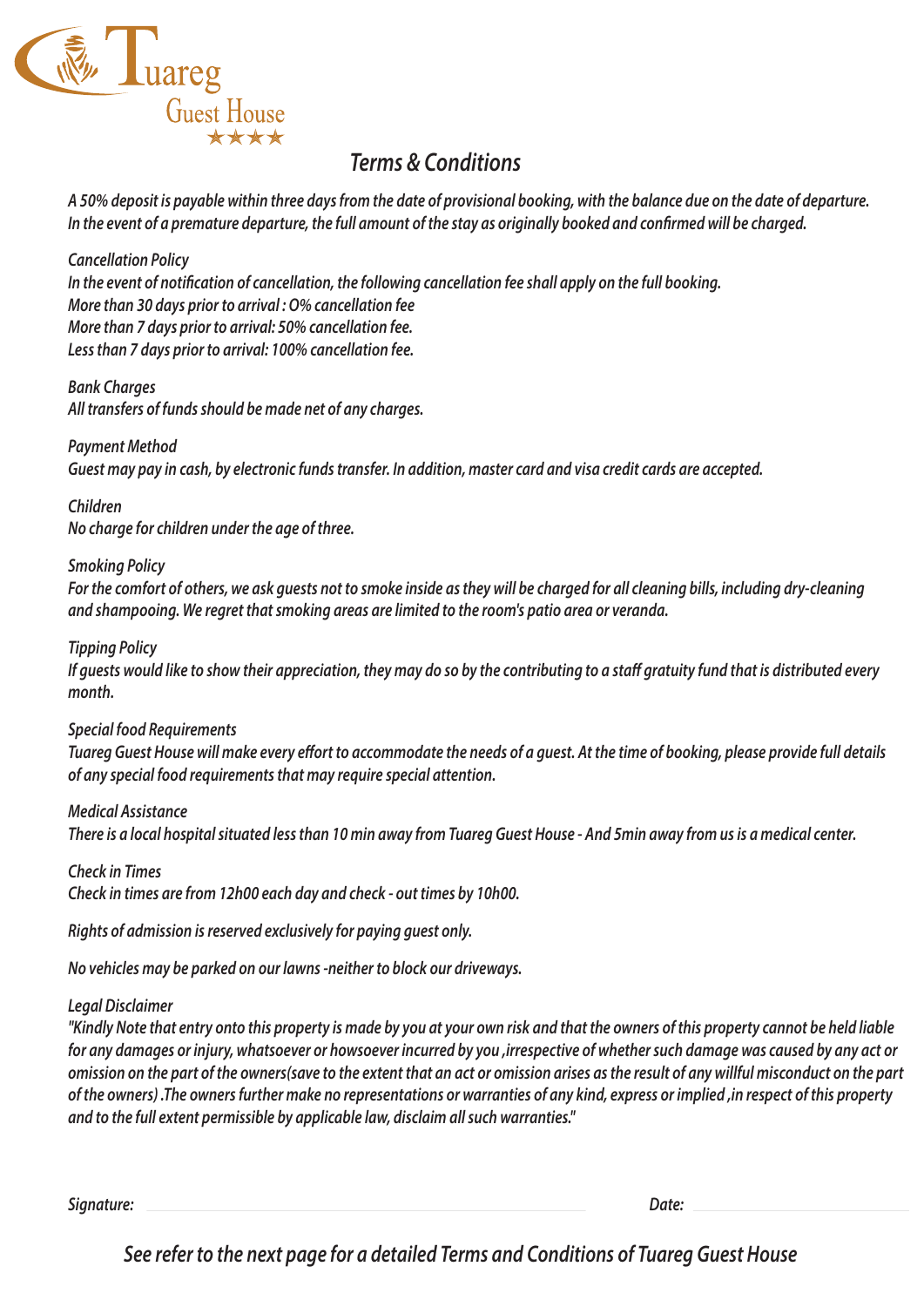# Tuareg Guest House

★★★★

## *Terms & Conditions*

*A 50% deposit is payable within three days from the date of provisional booking, with the balance due on the date of departure. In the event of a premature departure, the full amount of the stay as originally booked and confirmed will be charged.*

*Cancellation Policy*
*In the event of notification of cancellation, the following cancellation fee shall apply on the full booking.*
*More than 30 days prior to arrival : 0% cancellation fee*
*More than 7 days prior to arrival: 50% cancellation fee.*
*Less than 7 days prior to arrival: 100% cancellation fee.*

*Bank Charges*
*All transfers of funds should be made net of any charges.*

*Payment Method*
*Guest may pay in cash, by electronic funds transfer. In addition, master card and visa credit cards are accepted.*

*Children*
*No charge for children under the age of three.*

*Smoking Policy*
*For the comfort of others, we ask guests not to smoke inside as they will be charged for all cleaning bills, including dry-cleaning and shampooing. We regret that smoking areas are limited to the room's patio area or veranda.*

*Tipping Policy*
*If guests would like to show their appreciation, they may do so by the contributing to a staff gratuity fund that is distributed every month.*

*Special food Requirements*
*Tuareg Guest House will make every effort to accommodate the needs of a guest. At the time of booking, please provide full details of any special food requirements that may require special attention.*

*Medical Assistance*
*There is a local hospital situated less than 10 min away from Tuareg Guest House - And 5min away from us is a medical center.*

*Check in Times*
*Check in times are from 12h00 each day and check - out times by 10h00.*

*Rights of admission is reserved exclusively for paying guest only.*

*No vehicles may be parked on our lawns -neither to block our driveways.*

*Legal Disclaimer*
*"Kindly Note that entry onto this property is made by you at your own risk and that the owners of this property cannot be held liable for any damages or injury, whatsoever or howsoever incurred by you ,irrespective of whether such damage was caused by any act or omission on the part of the owners(save to the extent that an act or omission arises as the result of any willful misconduct on the part of the owners) .The owners further make no representations or warranties of any kind, express or implied ,in respect of this property and to the full extent permissible by applicable law, disclaim all such warranties."*

*Signature:* ____________________ *Date:* ____________

*See refer to the next page for a detailed Terms and Conditions of Tuareg Guest House*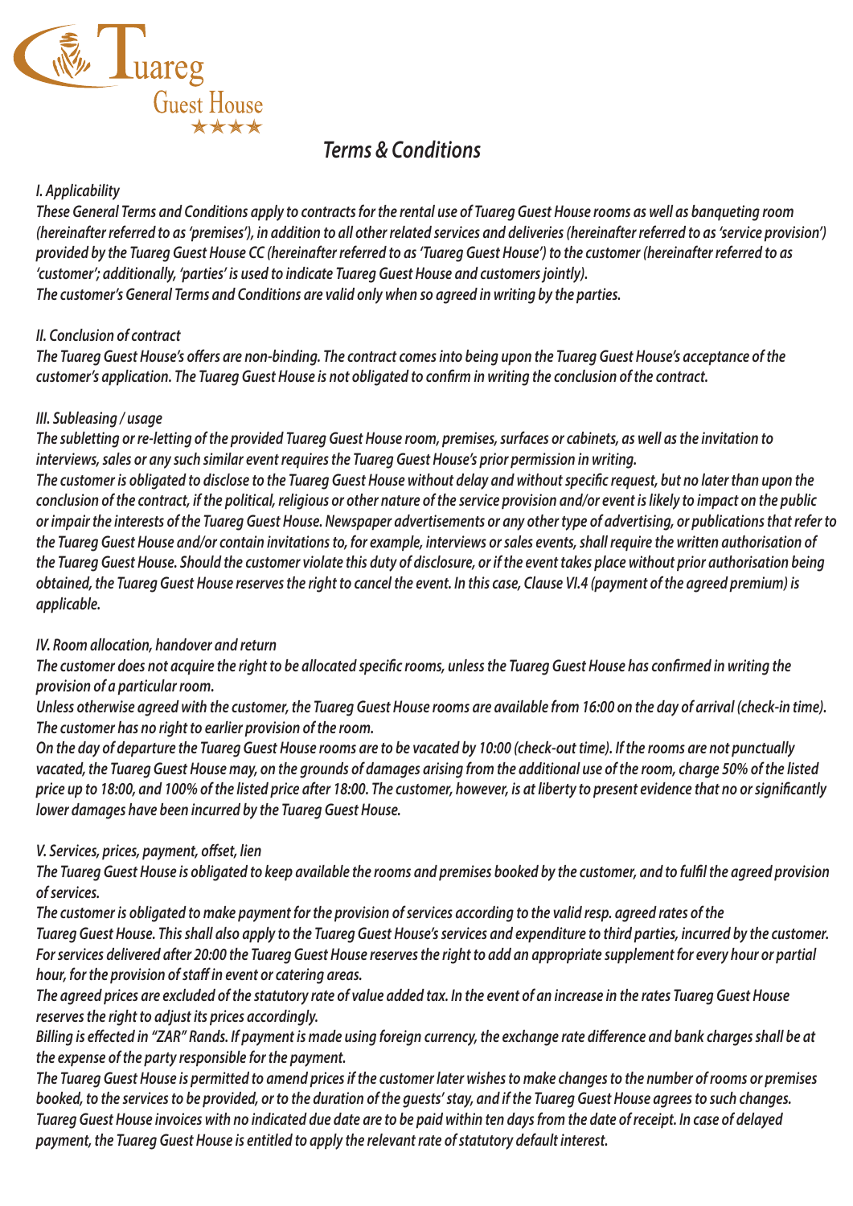Tuareg Guest House ★★★★

# *Terms & Conditions*

***I. Applicability***

***These General Terms and Conditions apply to contracts for the rental use of Tuareg Guest House rooms as well as banqueting room (hereinafter referred to as 'premises'), in addition to all other related services and deliveries (hereinafter referred to as 'service provision') provided by the Tuareg Guest House CC (hereinafter referred to as 'Tuareg Guest House') to the customer (hereinafter referred to as 'customer'; additionally, 'parties' is used to indicate Tuareg Guest House and customers jointly).***
***The customer's General Terms and Conditions are valid only when so agreed in writing by the parties.***

***II. Conclusion of contract***

***The Tuareg Guest House's offers are non-binding. The contract comes into being upon the Tuareg Guest House's acceptance of the customer's application. The Tuareg Guest House is not obligated to confirm in writing the conclusion of the contract.***

***III. Subleasing / usage***

***The subletting or re-letting of the provided Tuareg Guest House room, premises, surfaces or cabinets, as well as the invitation to interviews, sales or any such similar event requires the Tuareg Guest House's prior permission in writing.***
***The customer is obligated to disclose to the Tuareg Guest House without delay and without specific request, but no later than upon the conclusion of the contract, if the political, religious or other nature of the service provision and/or event is likely to impact on the public or impair the interests of the Tuareg Guest House. Newspaper advertisements or any other type of advertising, or publications that refer to the Tuareg Guest House and/or contain invitations to, for example, interviews or sales events, shall require the written authorisation of the Tuareg Guest House. Should the customer violate this duty of disclosure, or if the event takes place without prior authorisation being obtained, the Tuareg Guest House reserves the right to cancel the event. In this case, Clause VI.4 (payment of the agreed premium) is applicable.***

***IV. Room allocation, handover and return***

***The customer does not acquire the right to be allocated specific rooms, unless the Tuareg Guest House has confirmed in writing the provision of a particular room.***
***Unless otherwise agreed with the customer, the Tuareg Guest House rooms are available from 16:00 on the day of arrival (check-in time). The customer has no right to earlier provision of the room.***
***On the day of departure the Tuareg Guest House rooms are to be vacated by 10:00 (check-out time). If the rooms are not punctually vacated, the Tuareg Guest House may, on the grounds of damages arising from the additional use of the room, charge 50% of the listed price up to 18:00, and 100% of the listed price after 18:00. The customer, however, is at liberty to present evidence that no or significantly lower damages have been incurred by the Tuareg Guest House.***

***V. Services, prices, payment, offset, lien***

***The Tuareg Guest House is obligated to keep available the rooms and premises booked by the customer, and to fulfil the agreed provision of services.***
***The customer is obligated to make payment for the provision of services according to the valid resp. agreed rates of the Tuareg Guest House. This shall also apply to the Tuareg Guest House's services and expenditure to third parties, incurred by the customer. For services delivered after 20:00 the Tuareg Guest House reserves the right to add an appropriate supplement for every hour or partial hour, for the provision of staff in event or catering areas.***
***The agreed prices are excluded of the statutory rate of value added tax. In the event of an increase in the rates Tuareg Guest House reserves the right to adjust its prices accordingly.***
***Billing is effected in "ZAR" Rands. If payment is made using foreign currency, the exchange rate difference and bank charges shall be at the expense of the party responsible for the payment.***
***The Tuareg Guest House is permitted to amend prices if the customer later wishes to make changes to the number of rooms or premises booked, to the services to be provided, or to the duration of the guests' stay, and if the Tuareg Guest House agrees to such changes. Tuareg Guest House invoices with no indicated due date are to be paid within ten days from the date of receipt. In case of delayed payment, the Tuareg Guest House is entitled to apply the relevant rate of statutory default interest.***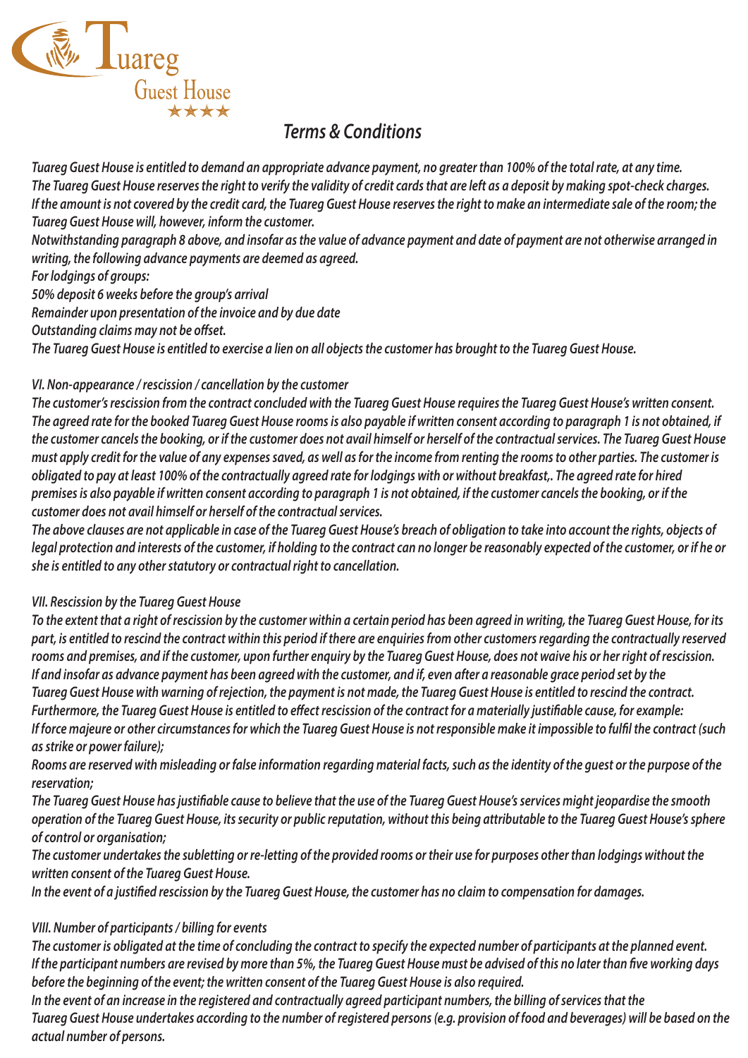# Terms & Conditions

*Tuareg Guest House is entitled to demand an appropriate advance payment, no greater than 100% of the total rate, at any time.*
*The Tuareg Guest House reserves the right to verify the validity of credit cards that are left as a deposit by making spot-check charges.*
*If the amount is not covered by the credit card, the Tuareg Guest House reserves the right to make an intermediate sale of the room; the Tuareg Guest House will, however, inform the customer.*
*Notwithstanding paragraph 8 above, and insofar as the value of advance payment and date of payment are not otherwise arranged in writing, the following advance payments are deemed as agreed.*
*For lodgings of groups:*
*50% deposit 6 weeks before the group's arrival*
*Remainder upon presentation of the invoice and by due date*
*Outstanding claims may not be offset.*
*The Tuareg Guest House is entitled to exercise a lien on all objects the customer has brought to the Tuareg Guest House.*

## VI. Non-appearance / rescission / cancellation by the customer

*The customer's rescission from the contract concluded with the Tuareg Guest House requires the Tuareg Guest House's written consent.*
*The agreed rate for the booked Tuareg Guest House rooms is also payable if written consent according to paragraph 1 is not obtained, if the customer cancels the booking, or if the customer does not avail himself or herself of the contractual services. The Tuareg Guest House must apply credit for the value of any expenses saved, as well as for the income from renting the rooms to other parties. The customer is obligated to pay at least 100% of the contractually agreed rate for lodgings with or without breakfast,. The agreed rate for hired premises is also payable if written consent according to paragraph 1 is not obtained, if the customer cancels the booking, or if the customer does not avail himself or herself of the contractual services.*
*The above clauses are not applicable in case of the Tuareg Guest House's breach of obligation to take into account the rights, objects of legal protection and interests of the customer, if holding to the contract can no longer be reasonably expected of the customer, or if he or she is entitled to any other statutory or contractual right to cancellation.*

## VII. Rescission by the Tuareg Guest House

*To the extent that a right of rescission by the customer within a certain period has been agreed in writing, the Tuareg Guest House, for its part, is entitled to rescind the contract within this period if there are enquiries from other customers regarding the contractually reserved rooms and premises, and if the customer, upon further enquiry by the Tuareg Guest House, does not waive his or her right of rescission.*
*If and insofar as advance payment has been agreed with the customer, and if, even after a reasonable grace period set by the Tuareg Guest House with warning of rejection, the payment is not made, the Tuareg Guest House is entitled to rescind the contract.*
*Furthermore, the Tuareg Guest House is entitled to effect rescission of the contract for a materially justifiable cause, for example:*
*If force majeure or other circumstances for which the Tuareg Guest House is not responsible make it impossible to fulfil the contract (such as strike or power failure);*
*Rooms are reserved with misleading or false information regarding material facts, such as the identity of the guest or the purpose of the reservation;*
*The Tuareg Guest House has justifiable cause to believe that the use of the Tuareg Guest House's services might jeopardise the smooth operation of the Tuareg Guest House, its security or public reputation, without this being attributable to the Tuareg Guest House's sphere of control or organisation;*
*The customer undertakes the subletting or re-letting of the provided rooms or their use for purposes other than lodgings without the written consent of the Tuareg Guest House.*
*In the event of a justified rescission by the Tuareg Guest House, the customer has no claim to compensation for damages.*

## VIII. Number of participants / billing for events

*The customer is obligated at the time of concluding the contract to specify the expected number of participants at the planned event.*
*If the participant numbers are revised by more than 5%, the Tuareg Guest House must be advised of this no later than five working days before the beginning of the event; the written consent of the Tuareg Guest House is also required.*
*In the event of an increase in the registered and contractually agreed participant numbers, the billing of services that the Tuareg Guest House undertakes according to the number of registered persons (e.g. provision of food and beverages) will be based on the actual number of persons.*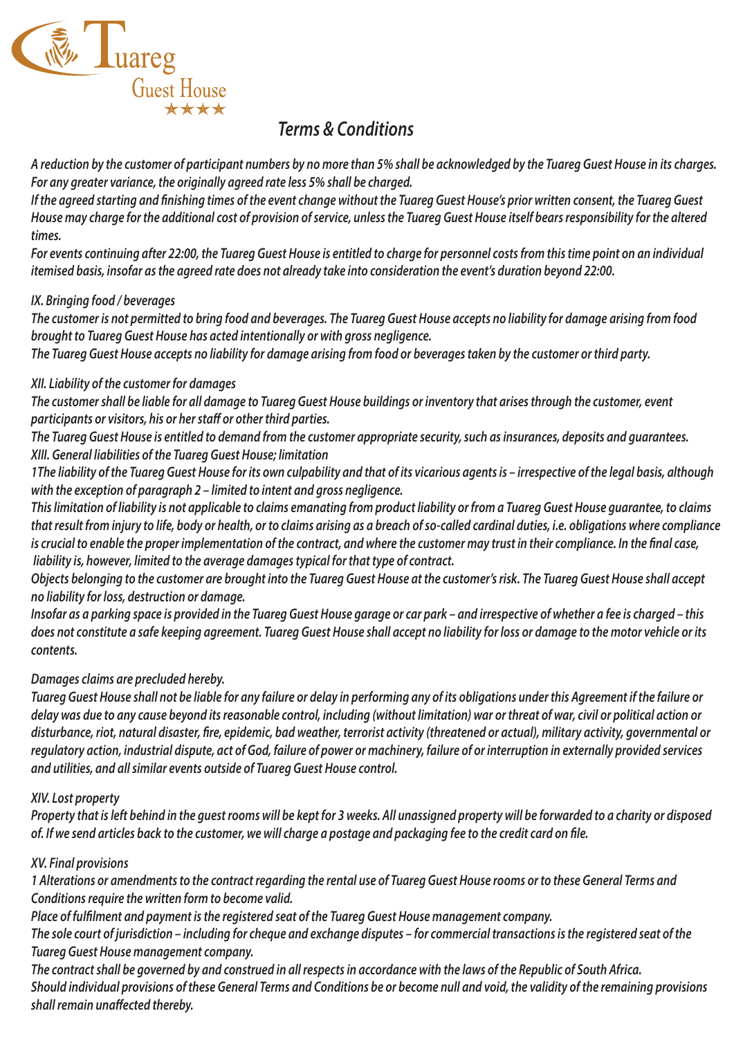Tuareg
Guest House
★★★★

## *Terms & Conditions*

*A reduction by the customer of participant numbers by no more than 5% shall be acknowledged by the Tuareg Guest House in its charges. For any greater variance, the originally agreed rate less 5% shall be charged.*
*If the agreed starting and finishing times of the event change without the Tuareg Guest House's prior written consent, the Tuareg Guest House may charge for the additional cost of provision of service, unless the Tuareg Guest House itself bears responsibility for the altered times.*
*For events continuing after 22:00, the Tuareg Guest House is entitled to charge for personnel costs from this time point on an individual itemised basis, insofar as the agreed rate does not already take into consideration the event's duration beyond 22:00.*

*IX. Bringing food / beverages*
*The customer is not permitted to bring food and beverages. The Tuareg Guest House accepts no liability for damage arising from food brought to Tuareg Guest House has acted intentionally or with gross negligence.*
*The Tuareg Guest House accepts no liability for damage arising from food or beverages taken by the customer or third party.*

*XII. Liability of the customer for damages*
*The customer shall be liable for all damage to Tuareg Guest House buildings or inventory that arises through the customer, event participants or visitors, his or her staff or other third parties.*
*The Tuareg Guest House is entitled to demand from the customer appropriate security, such as insurances, deposits and guarantees.*
*XIII. General liabilities of the Tuareg Guest House; limitation*
*1The liability of the Tuareg Guest House for its own culpability and that of its vicarious agents is – irrespective of the legal basis, although with the exception of paragraph 2 – limited to intent and gross negligence.*
*This limitation of liability is not applicable to claims emanating from product liability or from a Tuareg Guest House guarantee, to claims that result from injury to life, body or health, or to claims arising as a breach of so-called cardinal duties, i.e. obligations where compliance is crucial to enable the proper implementation of the contract, and where the customer may trust in their compliance. In the final case, liability is, however, limited to the average damages typical for that type of contract.*
*Objects belonging to the customer are brought into the Tuareg Guest House at the customer's risk. The Tuareg Guest House shall accept no liability for loss, destruction or damage.*
*Insofar as a parking space is provided in the Tuareg Guest House garage or car park – and irrespective of whether a fee is charged – this does not constitute a safe keeping agreement. Tuareg Guest House shall accept no liability for loss or damage to the motor vehicle or its contents.*

*Damages claims are precluded hereby.*
*Tuareg Guest House shall not be liable for any failure or delay in performing any of its obligations under this Agreement if the failure or delay was due to any cause beyond its reasonable control, including (without limitation) war or threat of war, civil or political action or disturbance, riot, natural disaster, fire, epidemic, bad weather, terrorist activity (threatened or actual), military activity, governmental or regulatory action, industrial dispute, act of God, failure of power or machinery, failure of or interruption in externally provided services and utilities, and all similar events outside of Tuareg Guest House control.*

*XIV. Lost property*
*Property that is left behind in the guest rooms will be kept for 3 weeks. All unassigned property will be forwarded to a charity or disposed of. If we send articles back to the customer, we will charge a postage and packaging fee to the credit card on file.*

*XV. Final provisions*
*1 Alterations or amendments to the contract regarding the rental use of Tuareg Guest House rooms or to these General Terms and Conditions require the written form to become valid.*
*Place of fulfilment and payment is the registered seat of the Tuareg Guest House management company.*
*The sole court of jurisdiction – including for cheque and exchange disputes – for commercial transactions is the registered seat of the Tuareg Guest House management company.*
*The contract shall be governed by and construed in all respects in accordance with the laws of the Republic of South Africa.*
*Should individual provisions of these General Terms and Conditions be or become null and void, the validity of the remaining provisions shall remain unaffected thereby.*